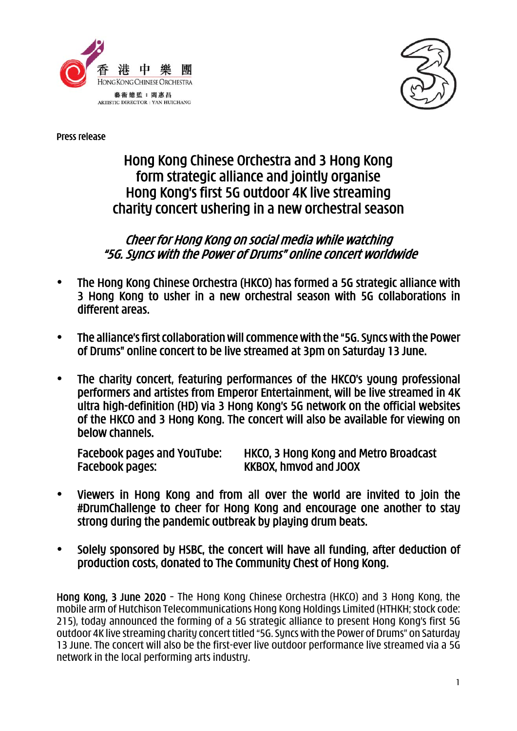香港中樂團
HONG KONG CHINESE ORCHESTRA
藝術總監：閻惠昌
ARTISTIC DIRECTOR : YAN HUICHANG

Press release

# Hong Kong Chinese Orchestra and 3 Hong Kong form strategic alliance and jointly organise Hong Kong's first 5G outdoor 4K live streaming charity concert ushering in a new orchestral season

## *Cheer for Hong Kong on social media while watching "5G. Syncs with the Power of Drums" online concert worldwide*

- **The Hong Kong Chinese Orchestra (HKCO) has formed a 5G strategic alliance with 3 Hong Kong to usher in a new orchestral season with 5G collaborations in different areas.**

- **The alliance's first collaboration will commence with the "5G. Syncs with the Power of Drums" online concert to be live streamed at 3pm on Saturday 13 June.**

- **The charity concert, featuring performances of the HKCO's young professional performers and artistes from Emperor Entertainment, will be live streamed in 4K ultra high-definition (HD) via 3 Hong Kong's 5G network on the official websites of the HKCO and 3 Hong Kong. The concert will also be available for viewing on below channels.**

  | | |
  |---|---|
  | **Facebook pages and YouTube:** | **HKCO, 3 Hong Kong and Metro Broadcast** |
  | **Facebook pages:** | **KKBOX, hmvod and JOOX** |

- **Viewers in Hong Kong and from all over the world are invited to join the #DrumChallenge to cheer for Hong Kong and encourage one another to stay strong during the pandemic outbreak by playing drum beats.**

- **Solely sponsored by HSBC, the concert will have all funding, after deduction of production costs, donated to The Community Chest of Hong Kong.**

**Hong Kong, 3 June 2020** – The Hong Kong Chinese Orchestra (HKCO) and 3 Hong Kong, the mobile arm of Hutchison Telecommunications Hong Kong Holdings Limited (HTHKH; stock code: 215), today announced the forming of a 5G strategic alliance to present Hong Kong's first 5G outdoor 4K live streaming charity concert titled "5G. Syncs with the Power of Drums" on Saturday 13 June. The concert will also be the first-ever live outdoor performance live streamed via a 5G network in the local performing arts industry.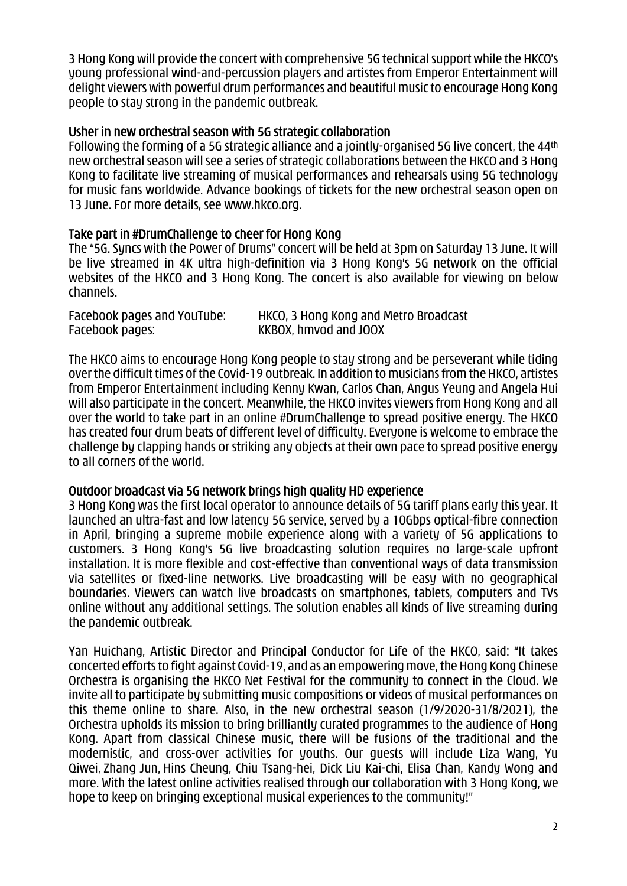3 Hong Kong will provide the concert with comprehensive 5G technical support while the HKCO's young professional wind-and-percussion players and artistes from Emperor Entertainment will delight viewers with powerful drum performances and beautiful music to encourage Hong Kong people to stay strong in the pandemic outbreak.

## Usher in new orchestral season with 5G strategic collaboration

Following the forming of a 5G strategic alliance and a jointly-organised 5G live concert, the 44th new orchestral season will see a series of strategic collaborations between the HKCO and 3 Hong Kong to facilitate live streaming of musical performances and rehearsals using 5G technology for music fans worldwide. Advance bookings of tickets for the new orchestral season open on 13 June. For more details, see www.hkco.org.

## Take part in #DrumChallenge to cheer for Hong Kong

The "5G. Syncs with the Power of Drums" concert will be held at 3pm on Saturday 13 June. It will be live streamed in 4K ultra high-definition via 3 Hong Kong's 5G network on the official websites of the HKCO and 3 Hong Kong. The concert is also available for viewing on below channels.

| | |
|---|---|
| Facebook pages and YouTube: | HKCO, 3 Hong Kong and Metro Broadcast |
| Facebook pages: | KKBOX, hmvod and JOOX |

The HKCO aims to encourage Hong Kong people to stay strong and be perseverant while tiding over the difficult times of the Covid-19 outbreak. In addition to musicians from the HKCO, artistes from Emperor Entertainment including Kenny Kwan, Carlos Chan, Angus Yeung and Angela Hui will also participate in the concert. Meanwhile, the HKCO invites viewers from Hong Kong and all over the world to take part in an online #DrumChallenge to spread positive energy. The HKCO has created four drum beats of different level of difficulty. Everyone is welcome to embrace the challenge by clapping hands or striking any objects at their own pace to spread positive energy to all corners of the world.

## Outdoor broadcast via 5G network brings high quality HD experience

3 Hong Kong was the first local operator to announce details of 5G tariff plans early this year. It launched an ultra-fast and low latency 5G service, served by a 10Gbps optical-fibre connection in April, bringing a supreme mobile experience along with a variety of 5G applications to customers. 3 Hong Kong's 5G live broadcasting solution requires no large-scale upfront installation. It is more flexible and cost-effective than conventional ways of data transmission via satellites or fixed-line networks. Live broadcasting will be easy with no geographical boundaries. Viewers can watch live broadcasts on smartphones, tablets, computers and TVs online without any additional settings. The solution enables all kinds of live streaming during the pandemic outbreak.

Yan Huichang, Artistic Director and Principal Conductor for Life of the HKCO, said: "It takes concerted efforts to fight against Covid-19, and as an empowering move, the Hong Kong Chinese Orchestra is organising the HKCO Net Festival for the community to connect in the Cloud. We invite all to participate by submitting music compositions or videos of musical performances on this theme online to share. Also, in the new orchestral season (1/9/2020-31/8/2021), the Orchestra upholds its mission to bring brilliantly curated programmes to the audience of Hong Kong. Apart from classical Chinese music, there will be fusions of the traditional and the modernistic, and cross-over activities for youths. Our guests will include Liza Wang, Yu Qiwei, Zhang Jun, Hins Cheung, Chiu Tsang-hei, Dick Liu Kai-chi, Elisa Chan, Kandy Wong and more. With the latest online activities realised through our collaboration with 3 Hong Kong, we hope to keep on bringing exceptional musical experiences to the community!"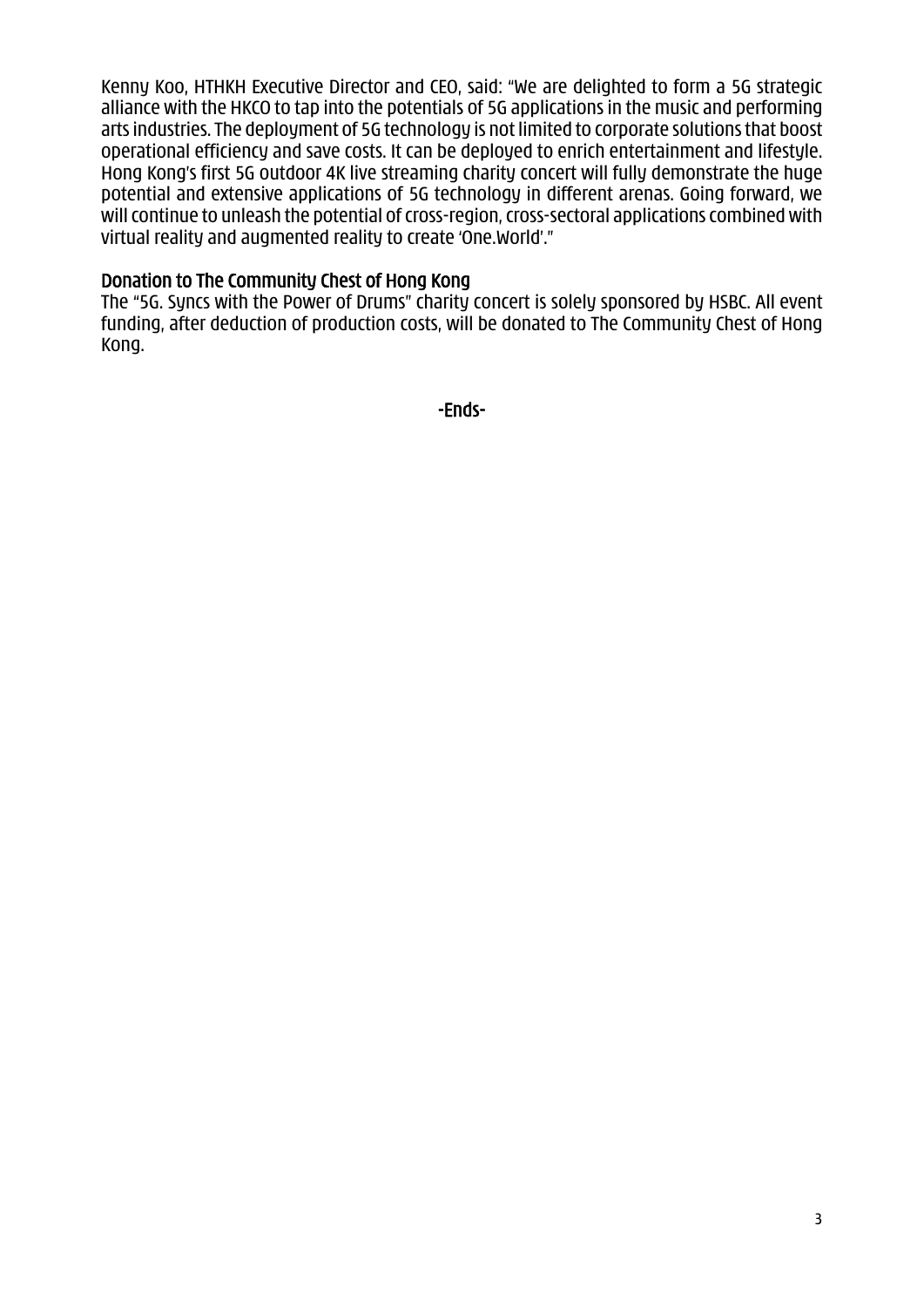Kenny Koo, HTHKH Executive Director and CEO, said: "We are delighted to form a 5G strategic alliance with the HKCO to tap into the potentials of 5G applications in the music and performing arts industries. The deployment of 5G technology is not limited to corporate solutions that boost operational efficiency and save costs. It can be deployed to enrich entertainment and lifestyle. Hong Kong's first 5G outdoor 4K live streaming charity concert will fully demonstrate the huge potential and extensive applications of 5G technology in different arenas. Going forward, we will continue to unleash the potential of cross-region, cross-sectoral applications combined with virtual reality and augmented reality to create 'One.World'."

## Donation to The Community Chest of Hong Kong

The "5G. Syncs with the Power of Drums" charity concert is solely sponsored by HSBC. All event funding, after deduction of production costs, will be donated to The Community Chest of Hong Kong.

-Ends-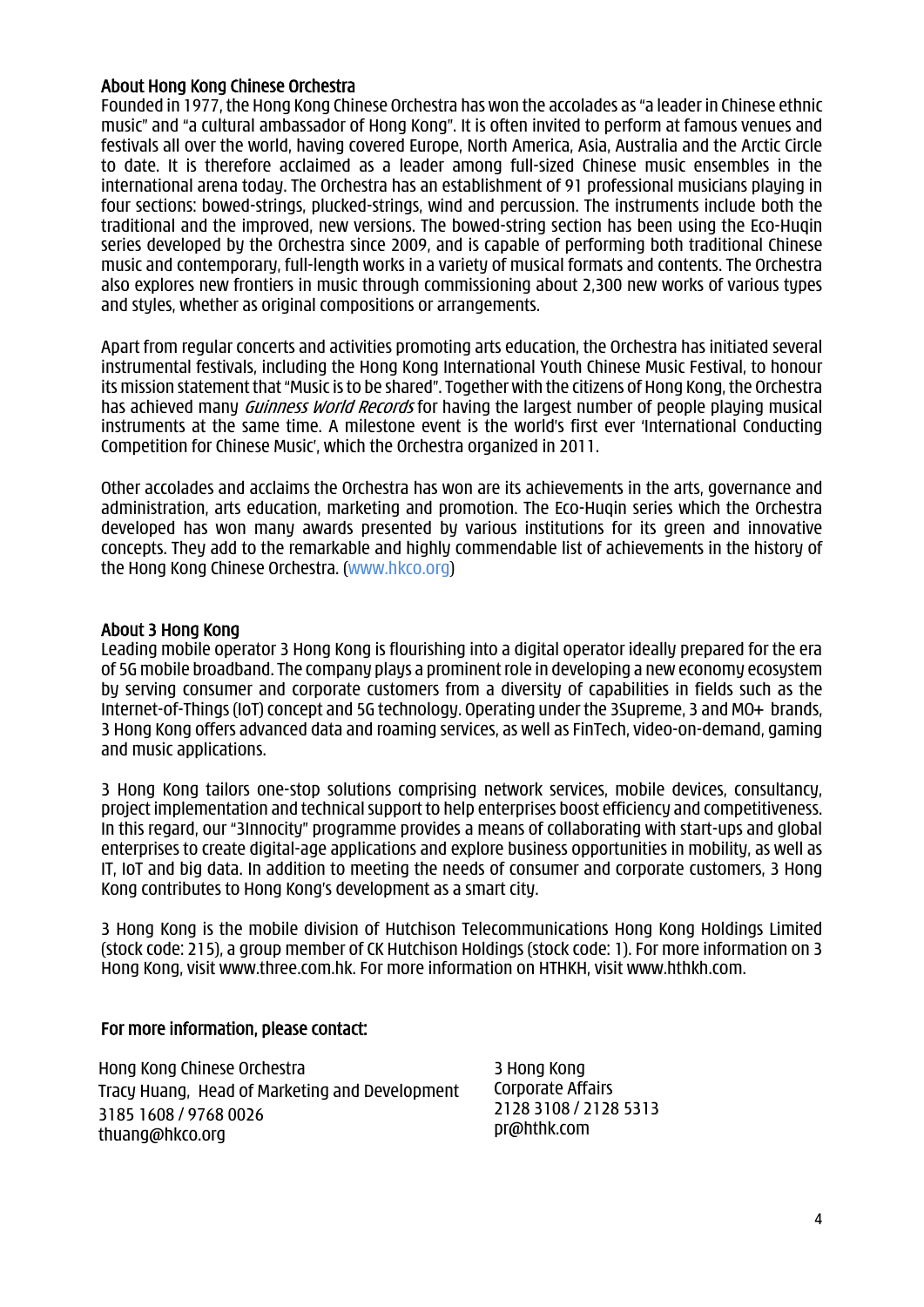**About Hong Kong Chinese Orchestra**

Founded in 1977, the Hong Kong Chinese Orchestra has won the accolades as "a leader in Chinese ethnic music" and "a cultural ambassador of Hong Kong". It is often invited to perform at famous venues and festivals all over the world, having covered Europe, North America, Asia, Australia and the Arctic Circle to date. It is therefore acclaimed as a leader among full-sized Chinese music ensembles in the international arena today. The Orchestra has an establishment of 91 professional musicians playing in four sections: bowed-strings, plucked-strings, wind and percussion. The instruments include both the traditional and the improved, new versions. The bowed-string section has been using the Eco-Huqin series developed by the Orchestra since 2009, and is capable of performing both traditional Chinese music and contemporary, full-length works in a variety of musical formats and contents. The Orchestra also explores new frontiers in music through commissioning about 2,300 new works of various types and styles, whether as original compositions or arrangements.

Apart from regular concerts and activities promoting arts education, the Orchestra has initiated several instrumental festivals, including the Hong Kong International Youth Chinese Music Festival, to honour its mission statement that "Music is to be shared". Together with the citizens of Hong Kong, the Orchestra has achieved many *Guinness World Records* for having the largest number of people playing musical instruments at the same time. A milestone event is the world's first ever 'International Conducting Competition for Chinese Music', which the Orchestra organized in 2011.

Other accolades and acclaims the Orchestra has won are its achievements in the arts, governance and administration, arts education, marketing and promotion. The Eco-Huqin series which the Orchestra developed has won many awards presented by various institutions for its green and innovative concepts. They add to the remarkable and highly commendable list of achievements in the history of the Hong Kong Chinese Orchestra. (www.hkco.org)

**About 3 Hong Kong**

Leading mobile operator 3 Hong Kong is flourishing into a digital operator ideally prepared for the era of 5G mobile broadband. The company plays a prominent role in developing a new economy ecosystem by serving consumer and corporate customers from a diversity of capabilities in fields such as the Internet-of-Things (IoT) concept and 5G technology. Operating under the 3Supreme, 3 and MO+ brands, 3 Hong Kong offers advanced data and roaming services, as well as FinTech, video-on-demand, gaming and music applications.

3 Hong Kong tailors one-stop solutions comprising network services, mobile devices, consultancy, project implementation and technical support to help enterprises boost efficiency and competitiveness. In this regard, our "3Innocity" programme provides a means of collaborating with start-ups and global enterprises to create digital-age applications and explore business opportunities in mobility, as well as IT, IoT and big data. In addition to meeting the needs of consumer and corporate customers, 3 Hong Kong contributes to Hong Kong's development as a smart city.

3 Hong Kong is the mobile division of Hutchison Telecommunications Hong Kong Holdings Limited (stock code: 215), a group member of CK Hutchison Holdings (stock code: 1). For more information on 3 Hong Kong, visit www.three.com.hk. For more information on HTHKH, visit www.hthkh.com.

**For more information, please contact:**

Hong Kong Chinese Orchestra
Tracy Huang, Head of Marketing and Development
3185 1608 / 9768 0026
thuang@hkco.org

3 Hong Kong
Corporate Affairs
2128 3108 / 2128 5313
pr@hthk.com